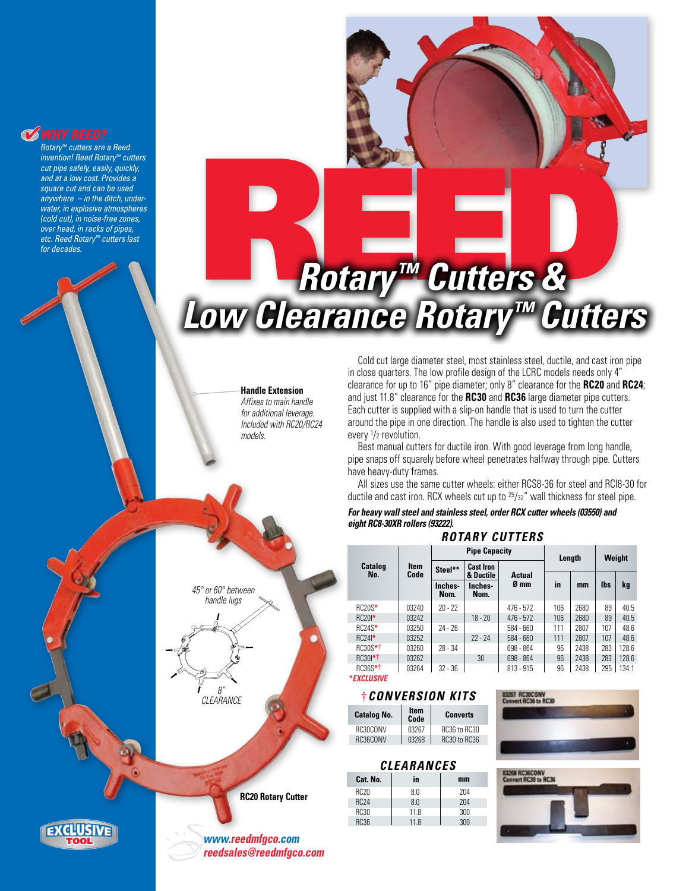# REED Rotary™ Cutters & Low Clearance Rotary™ Cutters

**WHY REED?**

*Rotary™ cutters are a Reed invention! Reed Rotary™ cutters cut pipe safely, easily, quickly, and at a low cost. Provides a square cut and can be used anywhere – in the ditch, underwater, in explosive atmospheres (cold cut), in noise-free zones, over head, in racks of pipes, etc. Reed Rotary™ cutters last for decades.*

**Handle Extension**
*Affixes to main handle for additional leverage. Included with RC20/RC24 models.*

*45° or 60° between handle lugs*

*8" CLEARANCE*

**RC20 Rotary Cutter**

Cold cut large diameter steel, most stainless steel, ductile, and cast iron pipe in close quarters. The low profile design of the LCRC models needs only 4" clearance for up to 16" pipe diameter; only 8" clearance for the **RC20** and **RC24**; and just 11.8" clearance for the **RC30** and **RC36** large diameter pipe cutters. Each cutter is supplied with a slip-on handle that is used to turn the cutter around the pipe in one direction. The handle is also used to tighten the cutter every 1/2 revolution.

Best manual cutters for ductile iron. With good leverage from long handle, pipe snaps off squarely before wheel penetrates halfway through pipe. Cutters have heavy-duty frames.

All sizes use the same cutter wheels: either RCS8-36 for steel and RCI8-30 for ductile and cast iron. RCX wheels cut up to 25/32" wall thickness for steel pipe.

***For heavy wall steel and stainless steel, order RCX cutter wheels (03550) and eight RC8-30XR rollers (93222).***

## ROTARY CUTTERS

| Catalog No. | Item Code | Pipe Capacity | | | Length | | Weight | |
|---|---|---|---|---|---|---|---|---|
| | | Steel** | Cast Iron & Ductile | Actual | | | | |
| | | Inches-Nom. | Inches-Nom. | Ø mm | in | mm | lbs | kg |
| RC20S* | 03240 | 20 - 22 | | 476 - 572 | 106 | 2680 | 89 | 40.5 |
| RC20I* | 03242 | | 18 - 20 | 476 - 572 | 106 | 2680 | 89 | 40.5 |
| RC24S* | 03250 | 24 - 26 | | 584 - 660 | 111 | 2807 | 107 | 48.6 |
| RC24I* | 03252 | | 22 - 24 | 584 - 660 | 111 | 2807 | 107 | 48.6 |
| RC30S*† | 03260 | 28 - 34 | | 698 - 864 | 96 | 2438 | 283 | 128.6 |
| RC30I*† | 03262 | | 30 | 698 - 864 | 96 | 2438 | 283 | 128.6 |
| RC36S*† | 03264 | 32 - 36 | | 813 - 915 | 96 | 2438 | 295 | 134.1 |

***EXCLUSIVE**

## † CONVERSION KITS

| Catalog No. | Item Code | Converts |
|---|---|---|
| RC30CONV | 03267 | RC36 to RC30 |
| RC36CONV | 03268 | RC30 to RC36 |

03267 RC30CONV Convert RC36 to RC30

03268 RC36CONV Convert RC30 to RC36

## CLEARANCES

| Cat. No. | in | mm |
|---|---|---|
| RC20 | 8.0 | 204 |
| RC24 | 8.0 | 204 |
| RC30 | 11.8 | 300 |
| RC36 | 11.8 | 300 |

EXCLUSIVE TOOL

*www.reedmfgco.com*
*reedsales@reedmfgco.com*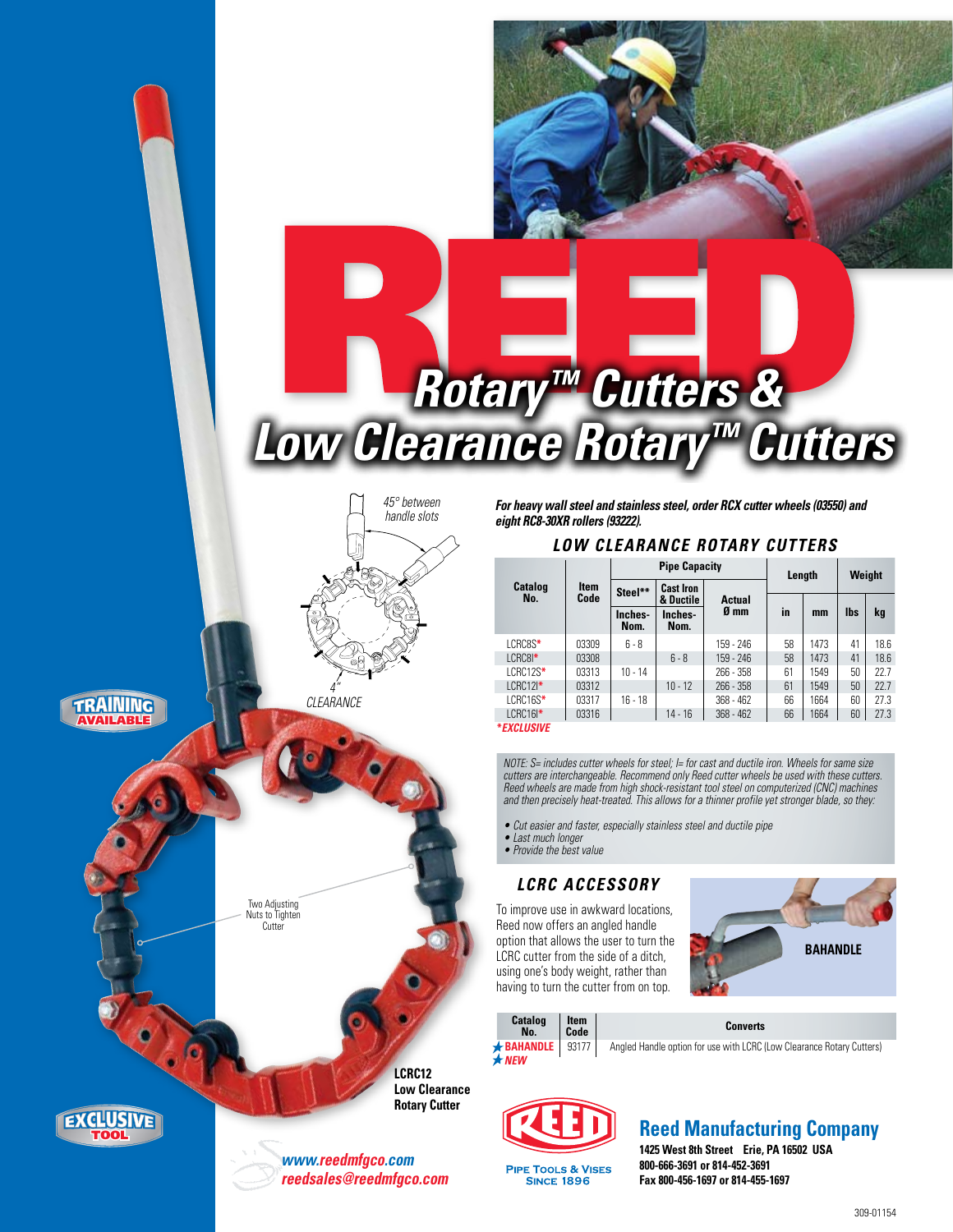# REED

## Rotary™ Cutters & Low Clearance Rotary™ Cutters

45° between handle slots

4" CLEARANCE

TRAINING AVAILABLE

Two Adjusting Nuts to Tighten Cutter

LCRC12 Low Clearance Rotary Cutter

EXCLUSIVE TOOL

*For heavy wall steel and stainless steel, order RCX cutter wheels (03550) and eight RC8-30XR rollers (93222).*

### LOW CLEARANCE ROTARY CUTTERS

| Catalog No. | Item Code | Pipe Capacity | | | Length | | Weight | |
|---|---|---|---|---|---|---|---|---|
| | | Steel** | Cast Iron & Ductile | Actual Ø mm | | | | |
| | | Inches-Nom. | Inches-Nom. | | in | mm | lbs | kg |
| LCRC8S* | 03309 | 6 - 8 | | 159 - 246 | 58 | 1473 | 41 | 18.6 |
| LCRC8I* | 03308 | | 6 - 8 | 159 - 246 | 58 | 1473 | 41 | 18.6 |
| LCRC12S* | 03313 | 10 - 14 | | 266 - 358 | 61 | 1549 | 50 | 22.7 |
| LCRC12I* | 03312 | | 10 - 12 | 266 - 358 | 61 | 1549 | 50 | 22.7 |
| LCRC16S* | 03317 | 16 - 18 | | 368 - 462 | 66 | 1664 | 60 | 27.3 |
| LCRC16I* | 03316 | | 14 - 16 | 368 - 462 | 66 | 1664 | 60 | 27.3 |

**\*EXCLUSIVE**

*NOTE: S= includes cutter wheels for steel; I= for cast and ductile iron. Wheels for same size cutters are interchangeable. Recommend only Reed cutter wheels be used with these cutters. Reed wheels are made from high shock-resistant tool steel on computerized (CNC) machines and then precisely heat-treated. This allows for a thinner profile yet stronger blade, so they:*

- *Cut easier and faster, especially stainless steel and ductile pipe*
- *Last much longer*
- *Provide the best value*

### LCRC ACCESSORY

To improve use in awkward locations, Reed now offers an angled handle option that allows the user to turn the LCRC cutter from the side of a ditch, using one's body weight, rather than having to turn the cutter from on top.

BAHANDLE

| Catalog No. | Item Code | Converts |
|---|---|---|
| ★ BAHANDLE ★ NEW | 93177 | Angled Handle option for use with LCRC (Low Clearance Rotary Cutters) |

www.reedmfgco.com
reedsales@reedmfgco.com

REED — Pipe Tools & Vises Since 1896

## Reed Manufacturing Company

1425 West 8th Street Erie, PA 16502 USA
800-666-3691 or 814-452-3691
Fax 800-456-1697 or 814-455-1697

309-01154